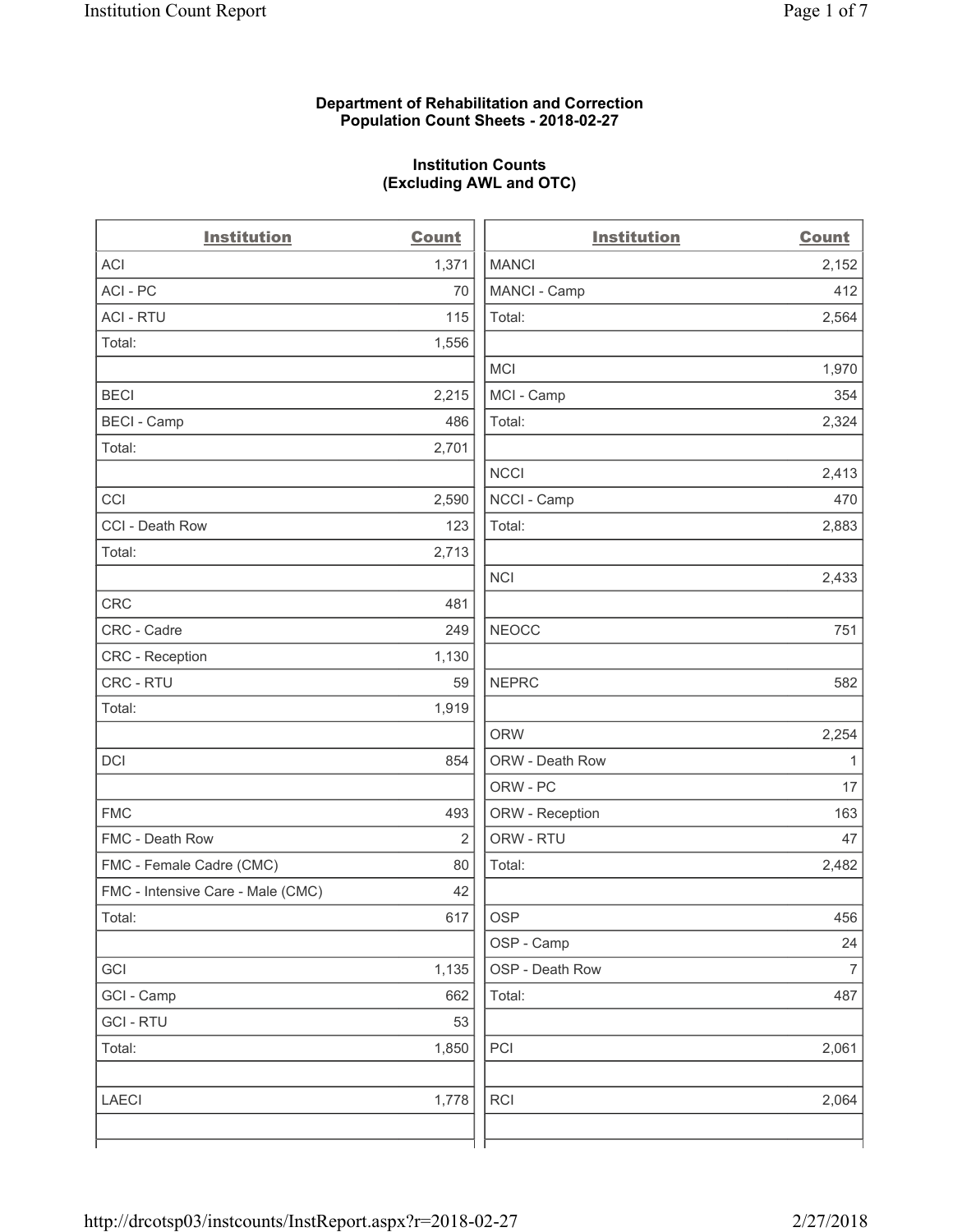**Department of Rehabilitation and Correction**
**Population Count Sheets - 2018-02-27**

**Institution Counts**
**(Excluding AWL and OTC)**

| Institution | Count |
|---|---|
| ACI | 1,371 |
| ACI - PC | 70 |
| ACI - RTU | 115 |
| Total: | 1,556 |
| | |
| BECI | 2,215 |
| BECI - Camp | 486 |
| Total: | 2,701 |
| | |
| CCI | 2,590 |
| CCI - Death Row | 123 |
| Total: | 2,713 |
| | |
| CRC | 481 |
| CRC - Cadre | 249 |
| CRC - Reception | 1,130 |
| CRC - RTU | 59 |
| Total: | 1,919 |
| | |
| DCI | 854 |
| | |
| FMC | 493 |
| FMC - Death Row | 2 |
| FMC - Female Cadre (CMC) | 80 |
| FMC - Intensive Care - Male (CMC) | 42 |
| Total: | 617 |
| | |
| GCI | 1,135 |
| GCI - Camp | 662 |
| GCI - RTU | 53 |
| Total: | 1,850 |
| | |
| LAECI | 1,778 |
| | |

| Institution | Count |
|---|---|
| MANCI | 2,152 |
| MANCI - Camp | 412 |
| Total: | 2,564 |
| | |
| MCI | 1,970 |
| MCI - Camp | 354 |
| Total: | 2,324 |
| | |
| NCCI | 2,413 |
| NCCI - Camp | 470 |
| Total: | 2,883 |
| | |
| NCI | 2,433 |
| | |
| NEOCC | 751 |
| | |
| NEPRC | 582 |
| | |
| ORW | 2,254 |
| ORW - Death Row | 1 |
| ORW - PC | 17 |
| ORW - Reception | 163 |
| ORW - RTU | 47 |
| Total: | 2,482 |
| | |
| OSP | 456 |
| OSP - Camp | 24 |
| OSP - Death Row | 7 |
| Total: | 487 |
| | |
| PCI | 2,061 |
| | |
| RCI | 2,064 |
| | |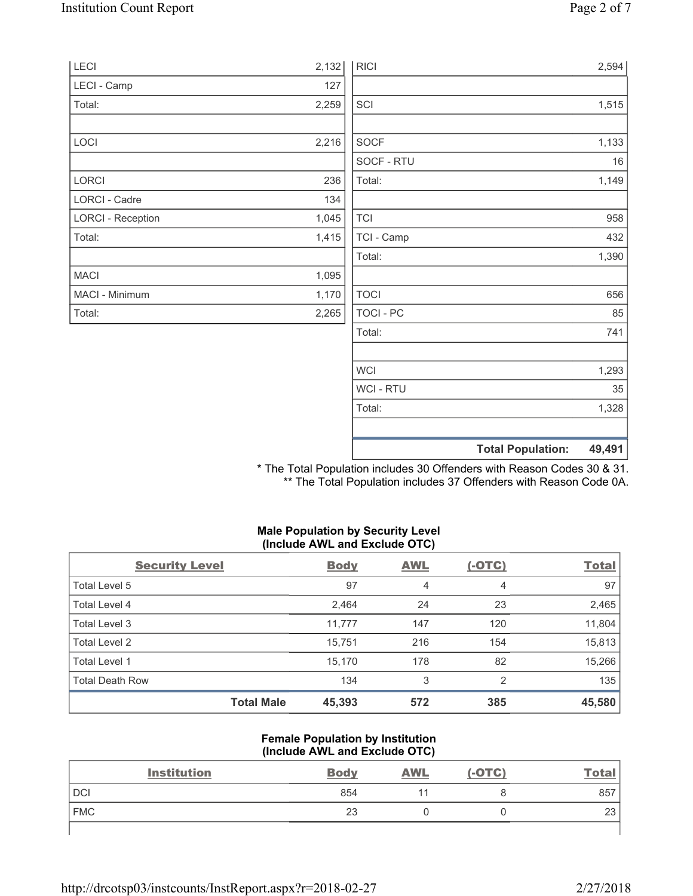| | |
|---|---|
| LECI | 2,132 |
| LECI - Camp | 127 |
| Total: | 2,259 |
| | |
| LOCI | 2,216 |
| | |
| LORCI | 236 |
| LORCI - Cadre | 134 |
| LORCI - Reception | 1,045 |
| Total: | 1,415 |
| | |
| MACI | 1,095 |
| MACI - Minimum | 1,170 |
| Total: | 2,265 |

| | |
|---|---|
| RICI | 2,594 |
| | |
| SCI | 1,515 |
| | |
| SOCF | 1,133 |
| SOCF - RTU | 16 |
| Total: | 1,149 |
| | |
| TCI | 958 |
| TCI - Camp | 432 |
| Total: | 1,390 |
| | |
| TOCI | 656 |
| TOCI - PC | 85 |
| Total: | 741 |
| | |
| WCI | 1,293 |
| WCI - RTU | 35 |
| Total: | 1,328 |
| | |
| **Total Population:** | **49,491** |

* The Total Population includes 30 Offenders with Reason Codes 30 & 31.
** The Total Population includes 37 Offenders with Reason Code 0A.

**Male Population by Security Level (Include AWL and Exclude OTC)**

| Security Level | Body | AWL | (-OTC) | Total |
|---|---|---|---|---|
| Total Level 5 | 97 | 4 | 4 | 97 |
| Total Level 4 | 2,464 | 24 | 23 | 2,465 |
| Total Level 3 | 11,777 | 147 | 120 | 11,804 |
| Total Level 2 | 15,751 | 216 | 154 | 15,813 |
| Total Level 1 | 15,170 | 178 | 82 | 15,266 |
| Total Death Row | 134 | 3 | 2 | 135 |
| **Total Male** | **45,393** | **572** | **385** | **45,580** |

**Female Population by Institution (Include AWL and Exclude OTC)**

| Institution | Body | AWL | (-OTC) | Total |
|---|---|---|---|---|
| DCI | 854 | 11 | 8 | 857 |
| FMC | 23 | 0 | 0 | 23 |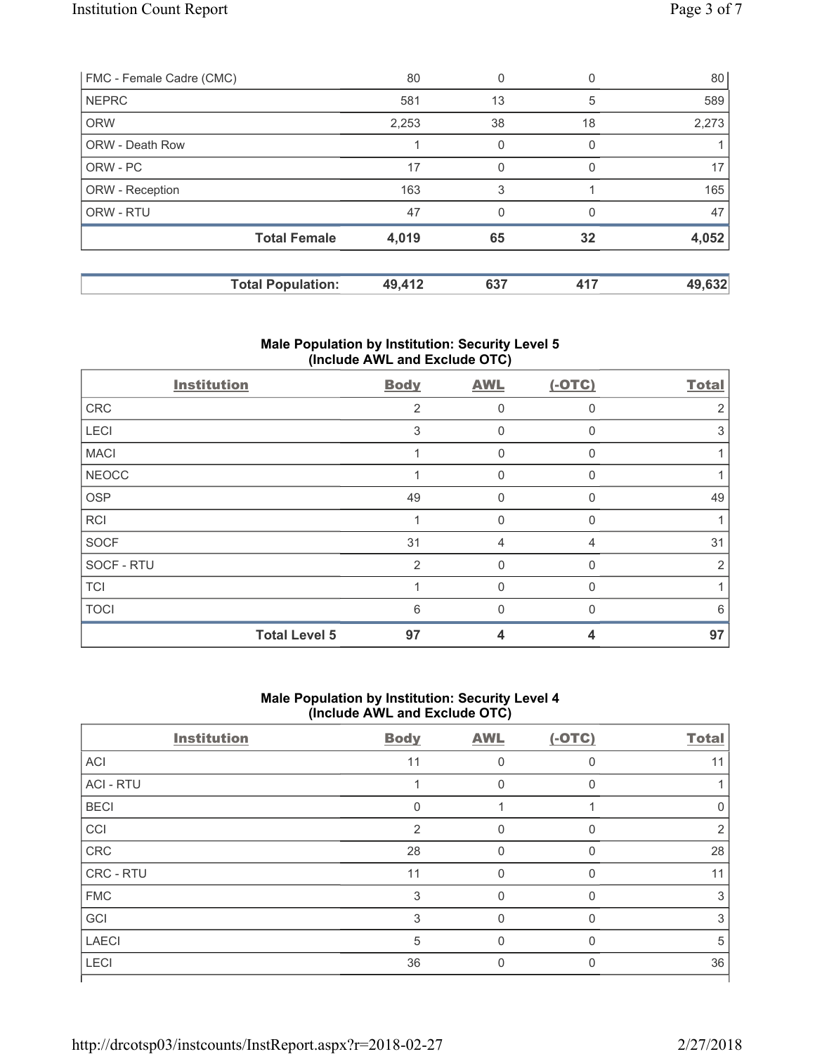| FMC - Female Cadre (CMC) | 80 | 0 | 0 | 80 |
|---|---|---|---|---|
| NEPRC | 581 | 13 | 5 | 589 |
| ORW | 2,253 | 38 | 18 | 2,273 |
| ORW - Death Row | 1 | 0 | 0 | 1 |
| ORW - PC | 17 | 0 | 0 | 17 |
| ORW - Reception | 163 | 3 | 1 | 165 |
| ORW - RTU | 47 | 0 | 0 | 47 |
| **Total Female** | **4,019** | **65** | **32** | **4,052** |

| **Total Population:** | **49,412** | **637** | **417** | **49,632** |
|---|---|---|---|---|

### Male Population by Institution: Security Level 5 (Include AWL and Exclude OTC)

| Institution | Body | AWL | (-OTC) | Total |
|---|---|---|---|---|
| CRC | 2 | 0 | 0 | 2 |
| LECI | 3 | 0 | 0 | 3 |
| MACI | 1 | 0 | 0 | 1 |
| NEOCC | 1 | 0 | 0 | 1 |
| OSP | 49 | 0 | 0 | 49 |
| RCI | 1 | 0 | 0 | 1 |
| SOCF | 31 | 4 | 4 | 31 |
| SOCF - RTU | 2 | 0 | 0 | 2 |
| TCI | 1 | 0 | 0 | 1 |
| TOCI | 6 | 0 | 0 | 6 |
| **Total Level 5** | **97** | **4** | **4** | **97** |

### Male Population by Institution: Security Level 4 (Include AWL and Exclude OTC)

| Institution | Body | AWL | (-OTC) | Total |
|---|---|---|---|---|
| ACI | 11 | 0 | 0 | 11 |
| ACI - RTU | 1 | 0 | 0 | 1 |
| BECI | 0 | 1 | 1 | 0 |
| CCI | 2 | 0 | 0 | 2 |
| CRC | 28 | 0 | 0 | 28 |
| CRC - RTU | 11 | 0 | 0 | 11 |
| FMC | 3 | 0 | 0 | 3 |
| GCI | 3 | 0 | 0 | 3 |
| LAECI | 5 | 0 | 0 | 5 |
| LECI | 36 | 0 | 0 | 36 |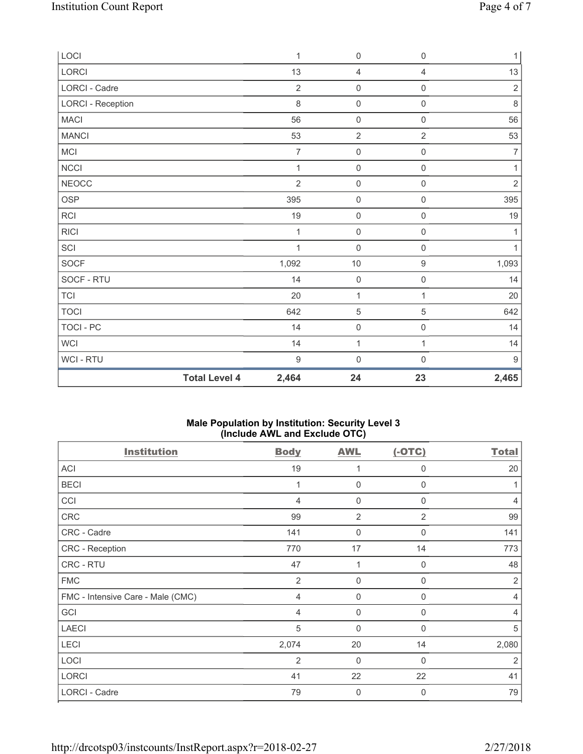| | | | | |
|---|---|---|---|---|
| LOCI | 1 | 0 | 0 | 1 |
| LORCI | 13 | 4 | 4 | 13 |
| LORCI - Cadre | 2 | 0 | 0 | 2 |
| LORCI - Reception | 8 | 0 | 0 | 8 |
| MACI | 56 | 0 | 0 | 56 |
| MANCI | 53 | 2 | 2 | 53 |
| MCI | 7 | 0 | 0 | 7 |
| NCCI | 1 | 0 | 0 | 1 |
| NEOCC | 2 | 0 | 0 | 2 |
| OSP | 395 | 0 | 0 | 395 |
| RCI | 19 | 0 | 0 | 19 |
| RICI | 1 | 0 | 0 | 1 |
| SCI | 1 | 0 | 0 | 1 |
| SOCF | 1,092 | 10 | 9 | 1,093 |
| SOCF - RTU | 14 | 0 | 0 | 14 |
| TCI | 20 | 1 | 1 | 20 |
| TOCI | 642 | 5 | 5 | 642 |
| TOCI - PC | 14 | 0 | 0 | 14 |
| WCI | 14 | 1 | 1 | 14 |
| WCI - RTU | 9 | 0 | 0 | 9 |
| **Total Level 4** | **2,464** | **24** | **23** | **2,465** |

**Male Population by Institution: Security Level 3 (Include AWL and Exclude OTC)**

| Institution | Body | AWL | (-OTC) | Total |
|---|---|---|---|---|
| ACI | 19 | 1 | 0 | 20 |
| BECI | 1 | 0 | 0 | 1 |
| CCI | 4 | 0 | 0 | 4 |
| CRC | 99 | 2 | 2 | 99 |
| CRC - Cadre | 141 | 0 | 0 | 141 |
| CRC - Reception | 770 | 17 | 14 | 773 |
| CRC - RTU | 47 | 1 | 0 | 48 |
| FMC | 2 | 0 | 0 | 2 |
| FMC - Intensive Care - Male (CMC) | 4 | 0 | 0 | 4 |
| GCI | 4 | 0 | 0 | 4 |
| LAECI | 5 | 0 | 0 | 5 |
| LECI | 2,074 | 20 | 14 | 2,080 |
| LOCI | 2 | 0 | 0 | 2 |
| LORCI | 41 | 22 | 22 | 41 |
| LORCI - Cadre | 79 | 0 | 0 | 79 |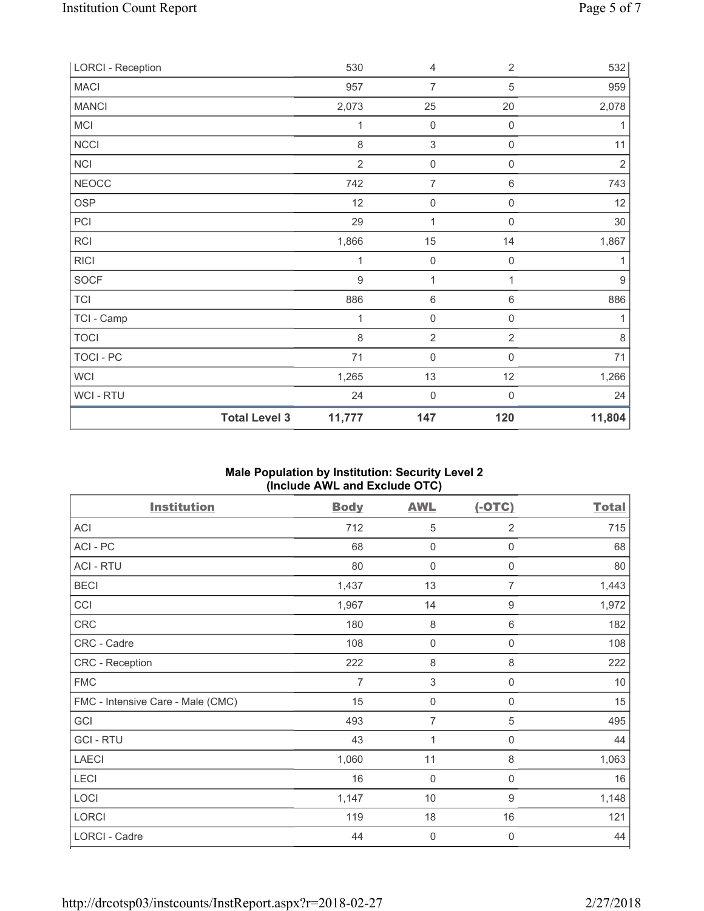| | | | | |
|---|---|---|---|---|
| LORCI - Reception | 530 | 4 | 2 | 532 |
| MACI | 957 | 7 | 5 | 959 |
| MANCI | 2,073 | 25 | 20 | 2,078 |
| MCI | 1 | 0 | 0 | 1 |
| NCCI | 8 | 3 | 0 | 11 |
| NCI | 2 | 0 | 0 | 2 |
| NEOCC | 742 | 7 | 6 | 743 |
| OSP | 12 | 0 | 0 | 12 |
| PCI | 29 | 1 | 0 | 30 |
| RCI | 1,866 | 15 | 14 | 1,867 |
| RICI | 1 | 0 | 0 | 1 |
| SOCF | 9 | 1 | 1 | 9 |
| TCI | 886 | 6 | 6 | 886 |
| TCI - Camp | 1 | 0 | 0 | 1 |
| TOCI | 8 | 2 | 2 | 8 |
| TOCI - PC | 71 | 0 | 0 | 71 |
| WCI | 1,265 | 13 | 12 | 1,266 |
| WCI - RTU | 24 | 0 | 0 | 24 |
| **Total Level 3** | **11,777** | **147** | **120** | **11,804** |

## Male Population by Institution: Security Level 2 (Include AWL and Exclude OTC)

| Institution | Body | AWL | (-OTC) | Total |
|---|---|---|---|---|
| ACI | 712 | 5 | 2 | 715 |
| ACI - PC | 68 | 0 | 0 | 68 |
| ACI - RTU | 80 | 0 | 0 | 80 |
| BECI | 1,437 | 13 | 7 | 1,443 |
| CCI | 1,967 | 14 | 9 | 1,972 |
| CRC | 180 | 8 | 6 | 182 |
| CRC - Cadre | 108 | 0 | 0 | 108 |
| CRC - Reception | 222 | 8 | 8 | 222 |
| FMC | 7 | 3 | 0 | 10 |
| FMC - Intensive Care - Male (CMC) | 15 | 0 | 0 | 15 |
| GCI | 493 | 7 | 5 | 495 |
| GCI - RTU | 43 | 1 | 0 | 44 |
| LAECI | 1,060 | 11 | 8 | 1,063 |
| LECI | 16 | 0 | 0 | 16 |
| LOCI | 1,147 | 10 | 9 | 1,148 |
| LORCI | 119 | 18 | 16 | 121 |
| LORCI - Cadre | 44 | 0 | 0 | 44 |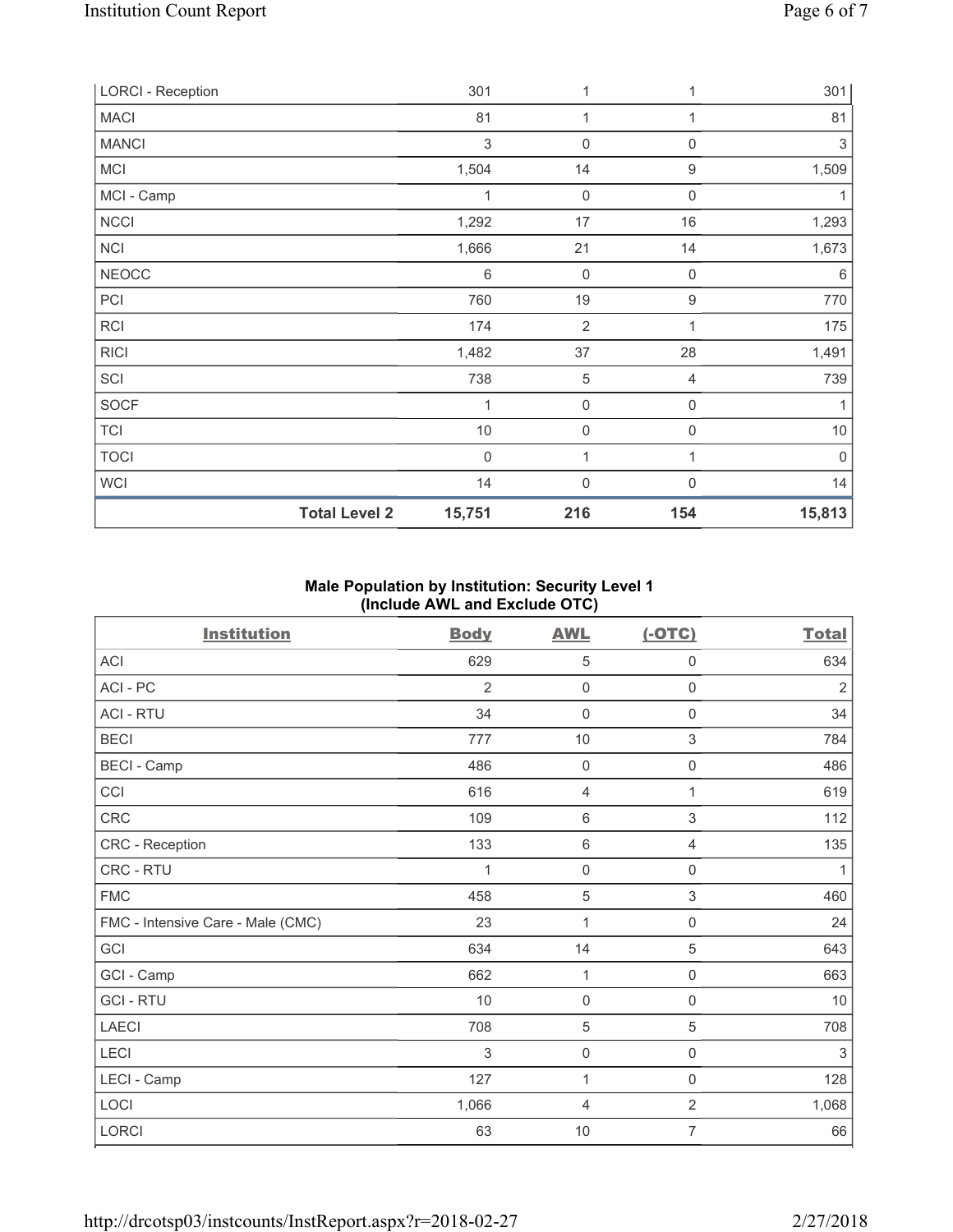| LORCI - Reception | | 301 | 1 | 1 | 301 |
|---|---|---|---|---|---|
| MACI | | 81 | 1 | 1 | 81 |
| MANCI | | 3 | 0 | 0 | 3 |
| MCI | | 1,504 | 14 | 9 | 1,509 |
| MCI - Camp | | 1 | 0 | 0 | 1 |
| NCCI | | 1,292 | 17 | 16 | 1,293 |
| NCI | | 1,666 | 21 | 14 | 1,673 |
| NEOCC | | 6 | 0 | 0 | 6 |
| PCI | | 760 | 19 | 9 | 770 |
| RCI | | 174 | 2 | 1 | 175 |
| RICI | | 1,482 | 37 | 28 | 1,491 |
| SCI | | 738 | 5 | 4 | 739 |
| SOCF | | 1 | 0 | 0 | 1 |
| TCI | | 10 | 0 | 0 | 10 |
| TOCI | | 0 | 1 | 1 | 0 |
| WCI | | 14 | 0 | 0 | 14 |
| | **Total Level 2** | **15,751** | **216** | **154** | **15,813** |

**Male Population by Institution: Security Level 1 (Include AWL and Exclude OTC)**

| Institution | Body | AWL | (-OTC) | Total |
|---|---|---|---|---|
| ACI | 629 | 5 | 0 | 634 |
| ACI - PC | 2 | 0 | 0 | 2 |
| ACI - RTU | 34 | 0 | 0 | 34 |
| BECI | 777 | 10 | 3 | 784 |
| BECI - Camp | 486 | 0 | 0 | 486 |
| CCI | 616 | 4 | 1 | 619 |
| CRC | 109 | 6 | 3 | 112 |
| CRC - Reception | 133 | 6 | 4 | 135 |
| CRC - RTU | 1 | 0 | 0 | 1 |
| FMC | 458 | 5 | 3 | 460 |
| FMC - Intensive Care - Male (CMC) | 23 | 1 | 0 | 24 |
| GCI | 634 | 14 | 5 | 643 |
| GCI - Camp | 662 | 1 | 0 | 663 |
| GCI - RTU | 10 | 0 | 0 | 10 |
| LAECI | 708 | 5 | 5 | 708 |
| LECI | 3 | 0 | 0 | 3 |
| LECI - Camp | 127 | 1 | 0 | 128 |
| LOCI | 1,066 | 4 | 2 | 1,068 |
| LORCI | 63 | 10 | 7 | 66 |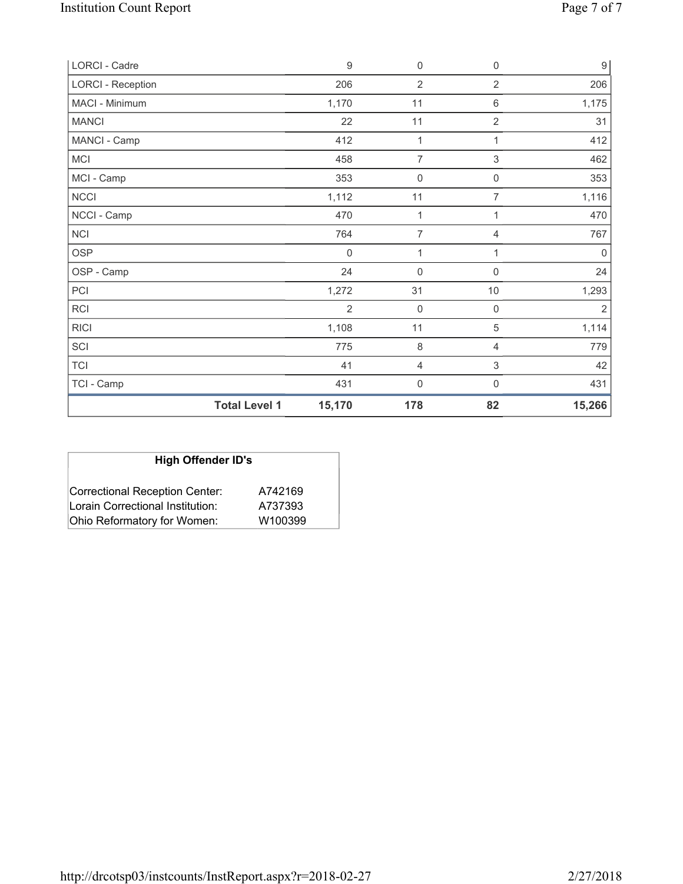| | | | | |
|---|---|---|---|---|
| LORCI - Cadre | 9 | 0 | 0 | 9 |
| LORCI - Reception | 206 | 2 | 2 | 206 |
| MACI - Minimum | 1,170 | 11 | 6 | 1,175 |
| MANCI | 22 | 11 | 2 | 31 |
| MANCI - Camp | 412 | 1 | 1 | 412 |
| MCI | 458 | 7 | 3 | 462 |
| MCI - Camp | 353 | 0 | 0 | 353 |
| NCCI | 1,112 | 11 | 7 | 1,116 |
| NCCI - Camp | 470 | 1 | 1 | 470 |
| NCI | 764 | 7 | 4 | 767 |
| OSP | 0 | 1 | 1 | 0 |
| OSP - Camp | 24 | 0 | 0 | 24 |
| PCI | 1,272 | 31 | 10 | 1,293 |
| RCI | 2 | 0 | 0 | 2 |
| RICI | 1,108 | 11 | 5 | 1,114 |
| SCI | 775 | 8 | 4 | 779 |
| TCI | 41 | 4 | 3 | 42 |
| TCI - Camp | 431 | 0 | 0 | 431 |
| **Total Level 1** | **15,170** | **178** | **82** | **15,266** |

| **High Offender ID's** | |
|---|---|
| Correctional Reception Center: | A742169 |
| Lorain Correctional Institution: | A737393 |
| Ohio Reformatory for Women: | W100399 |